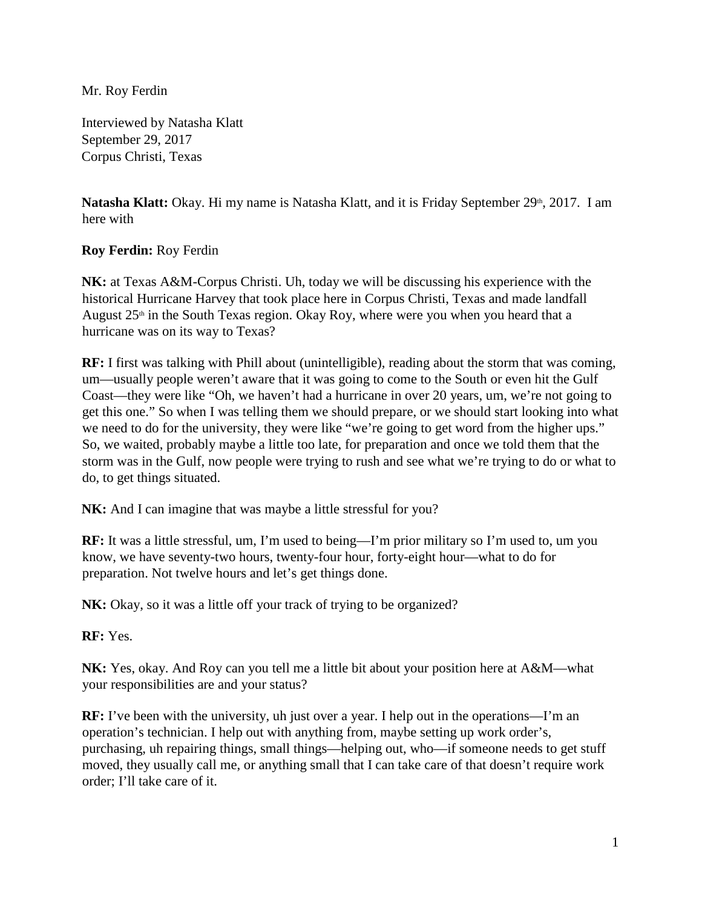Mr. Roy Ferdin

Interviewed by Natasha Klatt
September 29, 2017
Corpus Christi, Texas

**Natasha Klatt:** Okay. Hi my name is Natasha Klatt, and it is Friday September 29th, 2017. I am here with

**Roy Ferdin:** Roy Ferdin

**NK:** at Texas A&M-Corpus Christi. Uh, today we will be discussing his experience with the historical Hurricane Harvey that took place here in Corpus Christi, Texas and made landfall August 25th in the South Texas region. Okay Roy, where were you when you heard that a hurricane was on its way to Texas?

**RF:** I first was talking with Phill about (unintelligible), reading about the storm that was coming, um—usually people weren't aware that it was going to come to the South or even hit the Gulf Coast—they were like "Oh, we haven't had a hurricane in over 20 years, um, we're not going to get this one." So when I was telling them we should prepare, or we should start looking into what we need to do for the university, they were like "we're going to get word from the higher ups." So, we waited, probably maybe a little too late, for preparation and once we told them that the storm was in the Gulf, now people were trying to rush and see what we're trying to do or what to do, to get things situated.

**NK:** And I can imagine that was maybe a little stressful for you?

**RF:** It was a little stressful, um, I'm used to being—I'm prior military so I'm used to, um you know, we have seventy-two hours, twenty-four hour, forty-eight hour—what to do for preparation. Not twelve hours and let's get things done.

**NK:** Okay, so it was a little off your track of trying to be organized?

**RF:** Yes.

**NK:** Yes, okay. And Roy can you tell me a little bit about your position here at A&M—what your responsibilities are and your status?

**RF:** I've been with the university, uh just over a year. I help out in the operations—I'm an operation's technician. I help out with anything from, maybe setting up work order's, purchasing, uh repairing things, small things—helping out, who—if someone needs to get stuff moved, they usually call me, or anything small that I can take care of that doesn't require work order; I'll take care of it.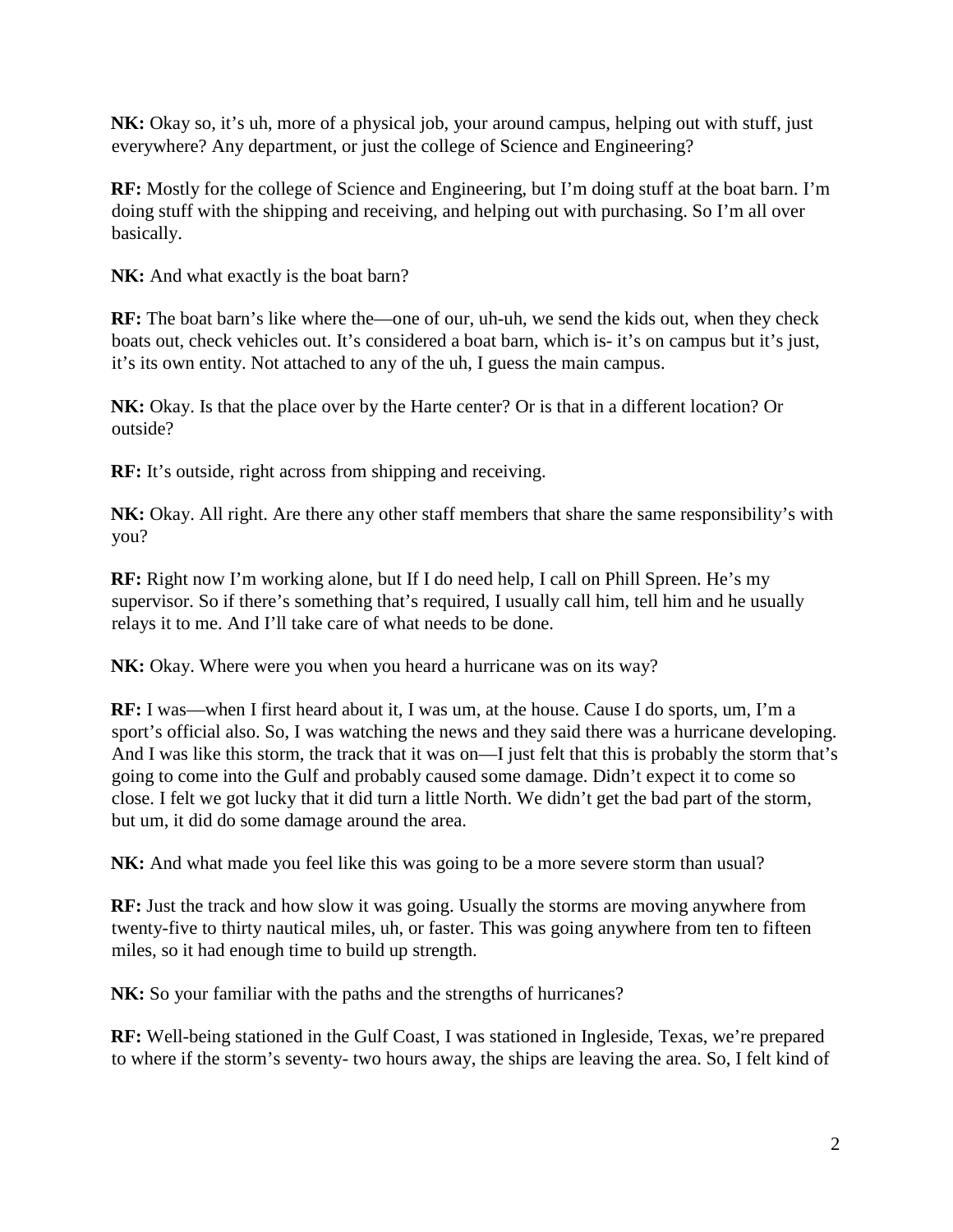**NK:** Okay so, it's uh, more of a physical job, your around campus, helping out with stuff, just everywhere? Any department, or just the college of Science and Engineering?

**RF:** Mostly for the college of Science and Engineering, but I'm doing stuff at the boat barn. I'm doing stuff with the shipping and receiving, and helping out with purchasing. So I'm all over basically.

**NK:** And what exactly is the boat barn?

**RF:** The boat barn's like where the—one of our, uh-uh, we send the kids out, when they check boats out, check vehicles out. It's considered a boat barn, which is- it's on campus but it's just, it's its own entity. Not attached to any of the uh, I guess the main campus.

**NK:** Okay. Is that the place over by the Harte center? Or is that in a different location? Or outside?

**RF:** It's outside, right across from shipping and receiving.

**NK:** Okay. All right. Are there any other staff members that share the same responsibility's with you?

**RF:** Right now I'm working alone, but If I do need help, I call on Phill Spreen. He's my supervisor. So if there's something that's required, I usually call him, tell him and he usually relays it to me. And I'll take care of what needs to be done.

**NK:** Okay. Where were you when you heard a hurricane was on its way?

**RF:** I was—when I first heard about it, I was um, at the house. Cause I do sports, um, I'm a sport's official also. So, I was watching the news and they said there was a hurricane developing. And I was like this storm, the track that it was on—I just felt that this is probably the storm that's going to come into the Gulf and probably caused some damage. Didn't expect it to come so close. I felt we got lucky that it did turn a little North. We didn't get the bad part of the storm, but um, it did do some damage around the area.

**NK:** And what made you feel like this was going to be a more severe storm than usual?

**RF:** Just the track and how slow it was going. Usually the storms are moving anywhere from twenty-five to thirty nautical miles, uh, or faster. This was going anywhere from ten to fifteen miles, so it had enough time to build up strength.

**NK:** So your familiar with the paths and the strengths of hurricanes?

**RF:** Well-being stationed in the Gulf Coast, I was stationed in Ingleside, Texas, we're prepared to where if the storm's seventy- two hours away, the ships are leaving the area. So, I felt kind of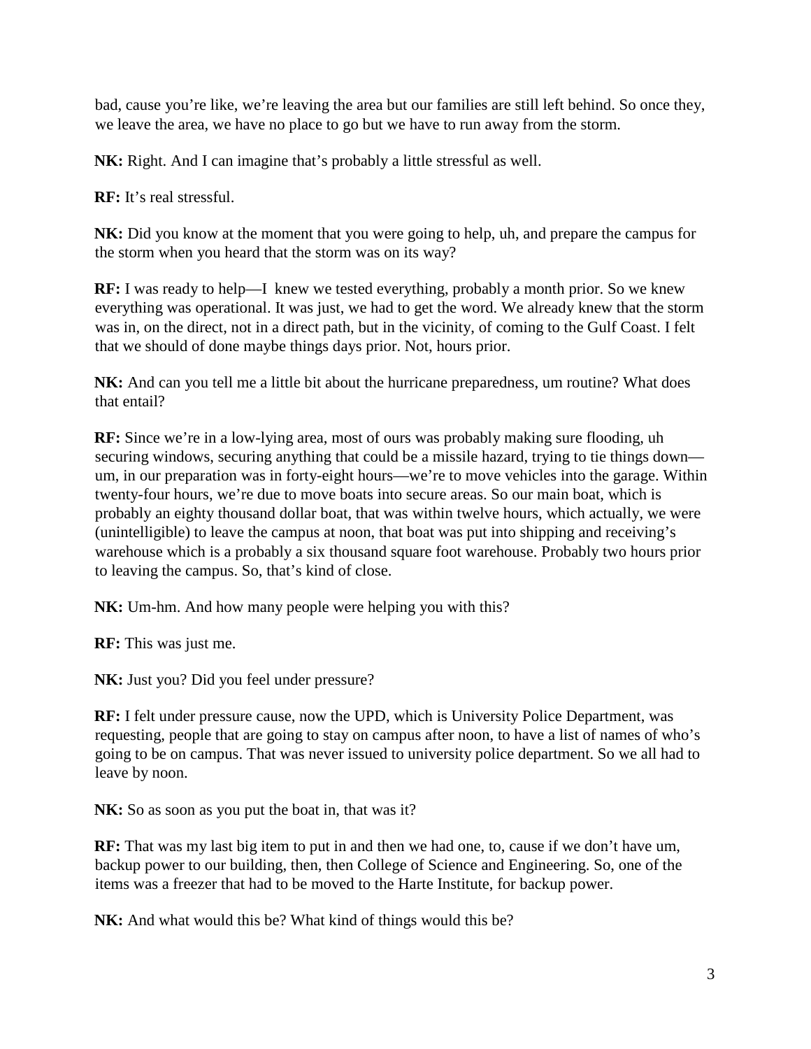bad, cause you're like, we're leaving the area but our families are still left behind. So once they, we leave the area, we have no place to go but we have to run away from the storm.

**NK:** Right. And I can imagine that's probably a little stressful as well.

**RF:** It's real stressful.

**NK:** Did you know at the moment that you were going to help, uh, and prepare the campus for the storm when you heard that the storm was on its way?

**RF:** I was ready to help—I knew we tested everything, probably a month prior. So we knew everything was operational. It was just, we had to get the word. We already knew that the storm was in, on the direct, not in a direct path, but in the vicinity, of coming to the Gulf Coast. I felt that we should of done maybe things days prior. Not, hours prior.

**NK:** And can you tell me a little bit about the hurricane preparedness, um routine? What does that entail?

**RF:** Since we're in a low-lying area, most of ours was probably making sure flooding, uh securing windows, securing anything that could be a missile hazard, trying to tie things down—um, in our preparation was in forty-eight hours—we're to move vehicles into the garage. Within twenty-four hours, we're due to move boats into secure areas. So our main boat, which is probably an eighty thousand dollar boat, that was within twelve hours, which actually, we were (unintelligible) to leave the campus at noon, that boat was put into shipping and receiving's warehouse which is a probably a six thousand square foot warehouse. Probably two hours prior to leaving the campus. So, that's kind of close.

**NK:** Um-hm. And how many people were helping you with this?

**RF:** This was just me.

**NK:** Just you? Did you feel under pressure?

**RF:** I felt under pressure cause, now the UPD, which is University Police Department, was requesting, people that are going to stay on campus after noon, to have a list of names of who's going to be on campus. That was never issued to university police department. So we all had to leave by noon.

**NK:** So as soon as you put the boat in, that was it?

**RF:** That was my last big item to put in and then we had one, to, cause if we don't have um, backup power to our building, then, then College of Science and Engineering. So, one of the items was a freezer that had to be moved to the Harte Institute, for backup power.

**NK:** And what would this be? What kind of things would this be?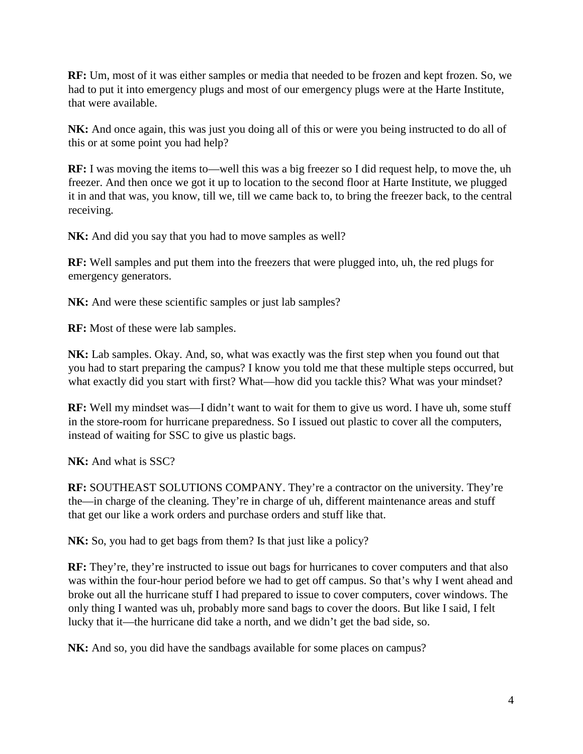**RF:** Um, most of it was either samples or media that needed to be frozen and kept frozen. So, we had to put it into emergency plugs and most of our emergency plugs were at the Harte Institute, that were available.

**NK:** And once again, this was just you doing all of this or were you being instructed to do all of this or at some point you had help?

**RF:** I was moving the items to—well this was a big freezer so I did request help, to move the, uh freezer. And then once we got it up to location to the second floor at Harte Institute, we plugged it in and that was, you know, till we, till we came back to, to bring the freezer back, to the central receiving.

**NK:** And did you say that you had to move samples as well?

**RF:** Well samples and put them into the freezers that were plugged into, uh, the red plugs for emergency generators.

**NK:** And were these scientific samples or just lab samples?

**RF:** Most of these were lab samples.

**NK:** Lab samples. Okay. And, so, what was exactly was the first step when you found out that you had to start preparing the campus? I know you told me that these multiple steps occurred, but what exactly did you start with first? What—how did you tackle this? What was your mindset?

**RF:** Well my mindset was—I didn't want to wait for them to give us word. I have uh, some stuff in the store-room for hurricane preparedness. So I issued out plastic to cover all the computers, instead of waiting for SSC to give us plastic bags.

**NK:** And what is SSC?

**RF:** SOUTHEAST SOLUTIONS COMPANY. They're a contractor on the university. They're the—in charge of the cleaning. They're in charge of uh, different maintenance areas and stuff that get our like a work orders and purchase orders and stuff like that.

**NK:** So, you had to get bags from them? Is that just like a policy?

**RF:** They're, they're instructed to issue out bags for hurricanes to cover computers and that also was within the four-hour period before we had to get off campus. So that's why I went ahead and broke out all the hurricane stuff I had prepared to issue to cover computers, cover windows. The only thing I wanted was uh, probably more sand bags to cover the doors. But like I said, I felt lucky that it—the hurricane did take a north, and we didn't get the bad side, so.

**NK:** And so, you did have the sandbags available for some places on campus?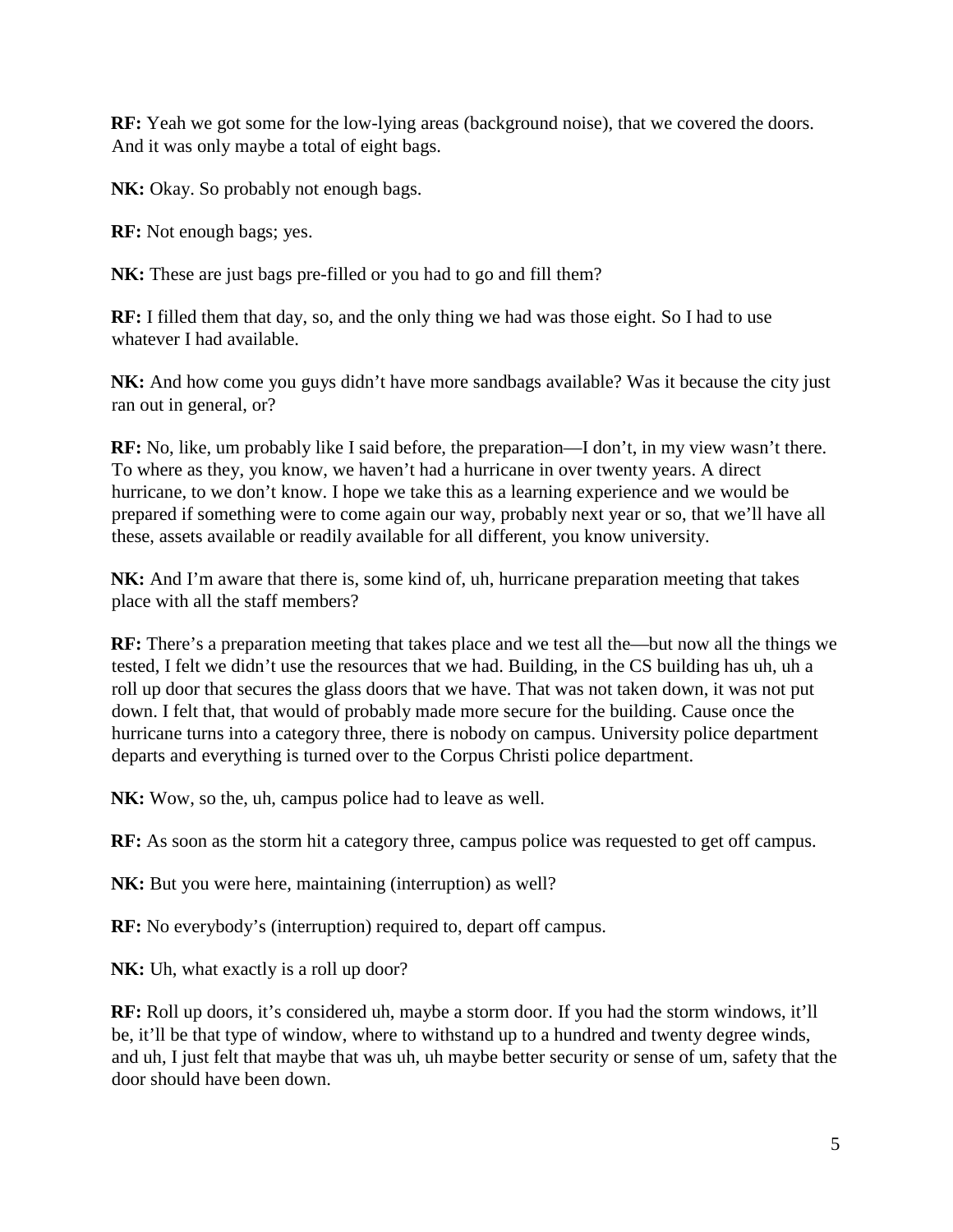**RF:** Yeah we got some for the low-lying areas (background noise), that we covered the doors. And it was only maybe a total of eight bags.

**NK:** Okay. So probably not enough bags.

**RF:** Not enough bags; yes.

**NK:** These are just bags pre-filled or you had to go and fill them?

**RF:** I filled them that day, so, and the only thing we had was those eight. So I had to use whatever I had available.

**NK:** And how come you guys didn't have more sandbags available? Was it because the city just ran out in general, or?

**RF:** No, like, um probably like I said before, the preparation—I don't, in my view wasn't there. To where as they, you know, we haven't had a hurricane in over twenty years. A direct hurricane, to we don't know. I hope we take this as a learning experience and we would be prepared if something were to come again our way, probably next year or so, that we'll have all these, assets available or readily available for all different, you know university.

**NK:** And I'm aware that there is, some kind of, uh, hurricane preparation meeting that takes place with all the staff members?

**RF:** There's a preparation meeting that takes place and we test all the—but now all the things we tested, I felt we didn't use the resources that we had. Building, in the CS building has uh, uh a roll up door that secures the glass doors that we have. That was not taken down, it was not put down. I felt that, that would of probably made more secure for the building. Cause once the hurricane turns into a category three, there is nobody on campus. University police department departs and everything is turned over to the Corpus Christi police department.

**NK:** Wow, so the, uh, campus police had to leave as well.

**RF:** As soon as the storm hit a category three, campus police was requested to get off campus.

**NK:** But you were here, maintaining (interruption) as well?

**RF:** No everybody's (interruption) required to, depart off campus.

**NK:** Uh, what exactly is a roll up door?

**RF:** Roll up doors, it's considered uh, maybe a storm door. If you had the storm windows, it'll be, it'll be that type of window, where to withstand up to a hundred and twenty degree winds, and uh, I just felt that maybe that was uh, uh maybe better security or sense of um, safety that the door should have been down.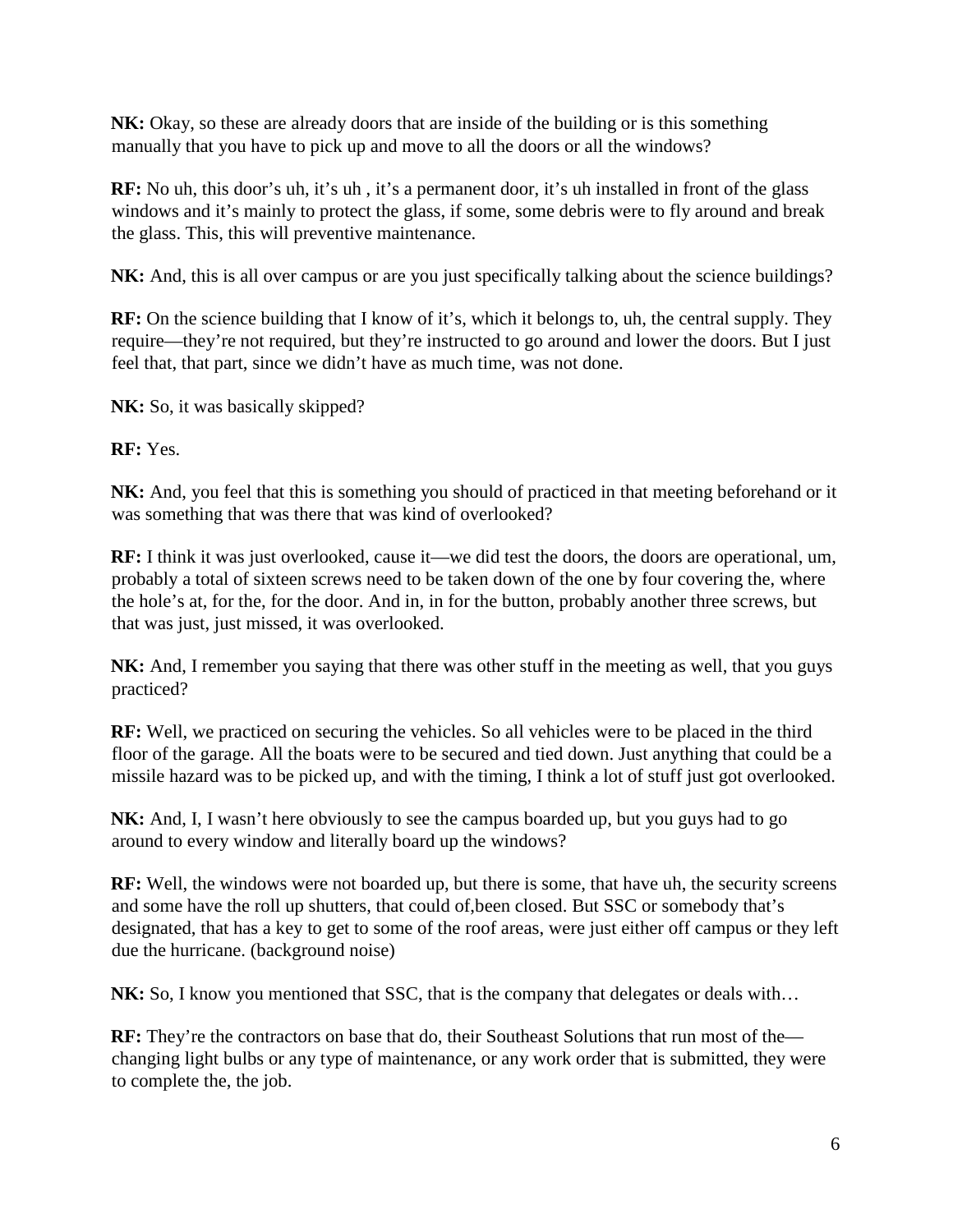**NK:** Okay, so these are already doors that are inside of the building or is this something manually that you have to pick up and move to all the doors or all the windows?

**RF:** No uh, this door's uh, it's uh , it's a permanent door, it's uh installed in front of the glass windows and it's mainly to protect the glass, if some, some debris were to fly around and break the glass. This, this will preventive maintenance.

**NK:** And, this is all over campus or are you just specifically talking about the science buildings?

**RF:** On the science building that I know of it's, which it belongs to, uh, the central supply. They require—they're not required, but they're instructed to go around and lower the doors. But I just feel that, that part, since we didn't have as much time, was not done.

**NK:** So, it was basically skipped?

**RF:** Yes.

**NK:** And, you feel that this is something you should of practiced in that meeting beforehand or it was something that was there that was kind of overlooked?

**RF:** I think it was just overlooked, cause it—we did test the doors, the doors are operational, um, probably a total of sixteen screws need to be taken down of the one by four covering the, where the hole's at, for the, for the door. And in, in for the button, probably another three screws, but that was just, just missed, it was overlooked.

**NK:** And, I remember you saying that there was other stuff in the meeting as well, that you guys practiced?

**RF:** Well, we practiced on securing the vehicles. So all vehicles were to be placed in the third floor of the garage. All the boats were to be secured and tied down. Just anything that could be a missile hazard was to be picked up, and with the timing, I think a lot of stuff just got overlooked.

**NK:** And, I, I wasn't here obviously to see the campus boarded up, but you guys had to go around to every window and literally board up the windows?

**RF:** Well, the windows were not boarded up, but there is some, that have uh, the security screens and some have the roll up shutters, that could of,been closed. But SSC or somebody that's designated, that has a key to get to some of the roof areas, were just either off campus or they left due the hurricane. (background noise)

**NK:** So, I know you mentioned that SSC, that is the company that delegates or deals with…

**RF:** They're the contractors on base that do, their Southeast Solutions that run most of the—changing light bulbs or any type of maintenance, or any work order that is submitted, they were to complete the, the job.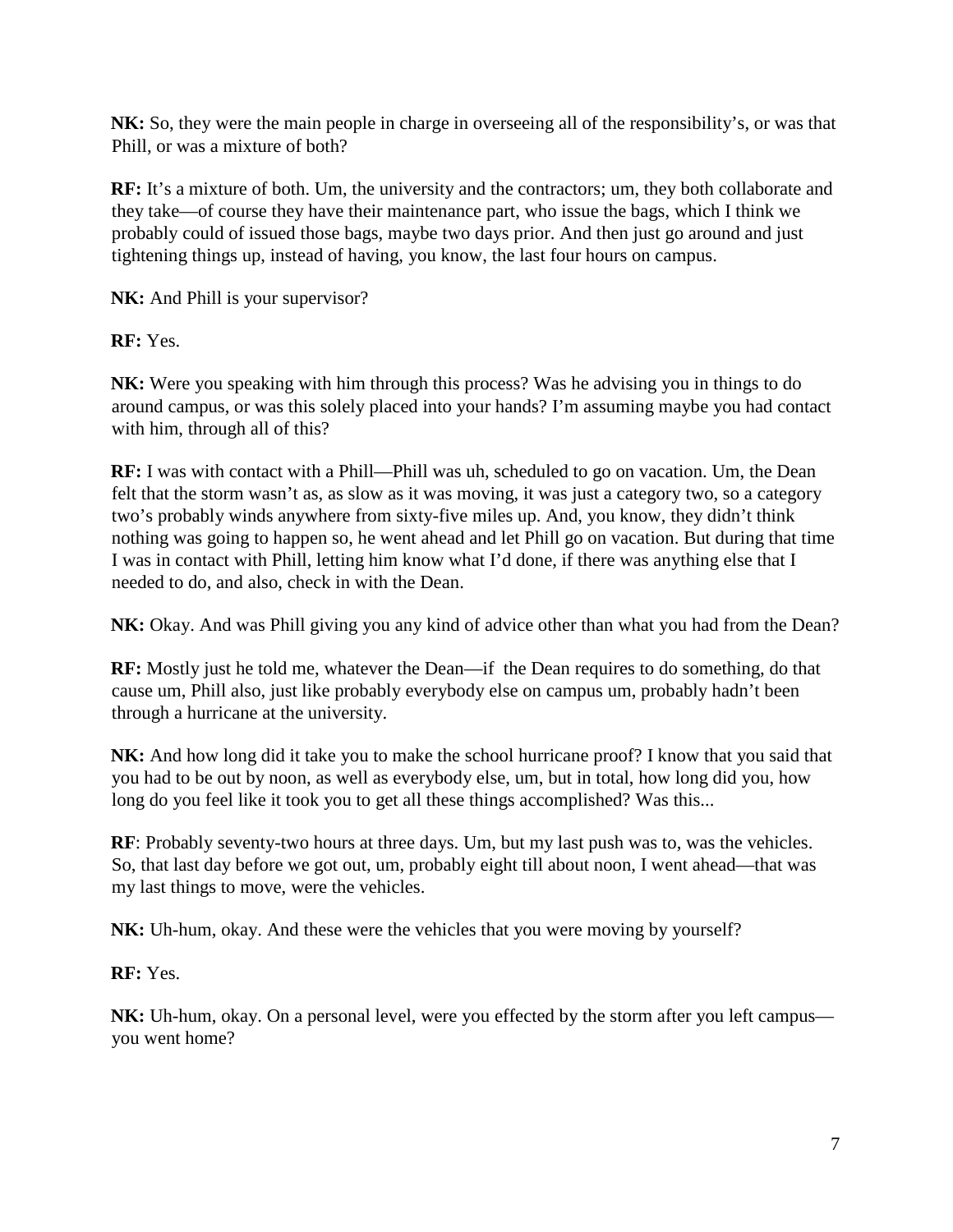**NK:** So, they were the main people in charge in overseeing all of the responsibility's, or was that Phill, or was a mixture of both?

**RF:** It's a mixture of both. Um, the university and the contractors; um, they both collaborate and they take—of course they have their maintenance part, who issue the bags, which I think we probably could of issued those bags, maybe two days prior. And then just go around and just tightening things up, instead of having, you know, the last four hours on campus.

**NK:** And Phill is your supervisor?

**RF:** Yes.

**NK:** Were you speaking with him through this process? Was he advising you in things to do around campus, or was this solely placed into your hands? I'm assuming maybe you had contact with him, through all of this?

**RF:** I was with contact with a Phill—Phill was uh, scheduled to go on vacation. Um, the Dean felt that the storm wasn't as, as slow as it was moving, it was just a category two, so a category two's probably winds anywhere from sixty-five miles up. And, you know, they didn't think nothing was going to happen so, he went ahead and let Phill go on vacation. But during that time I was in contact with Phill, letting him know what I'd done, if there was anything else that I needed to do, and also, check in with the Dean.

**NK:** Okay. And was Phill giving you any kind of advice other than what you had from the Dean?

**RF:** Mostly just he told me, whatever the Dean—if the Dean requires to do something, do that cause um, Phill also, just like probably everybody else on campus um, probably hadn't been through a hurricane at the university.

**NK:** And how long did it take you to make the school hurricane proof? I know that you said that you had to be out by noon, as well as everybody else, um, but in total, how long did you, how long do you feel like it took you to get all these things accomplished? Was this...

**RF**: Probably seventy-two hours at three days. Um, but my last push was to, was the vehicles. So, that last day before we got out, um, probably eight till about noon, I went ahead—that was my last things to move, were the vehicles.

**NK:** Uh-hum, okay. And these were the vehicles that you were moving by yourself?

**RF:** Yes.

**NK:** Uh-hum, okay. On a personal level, were you effected by the storm after you left campus—you went home?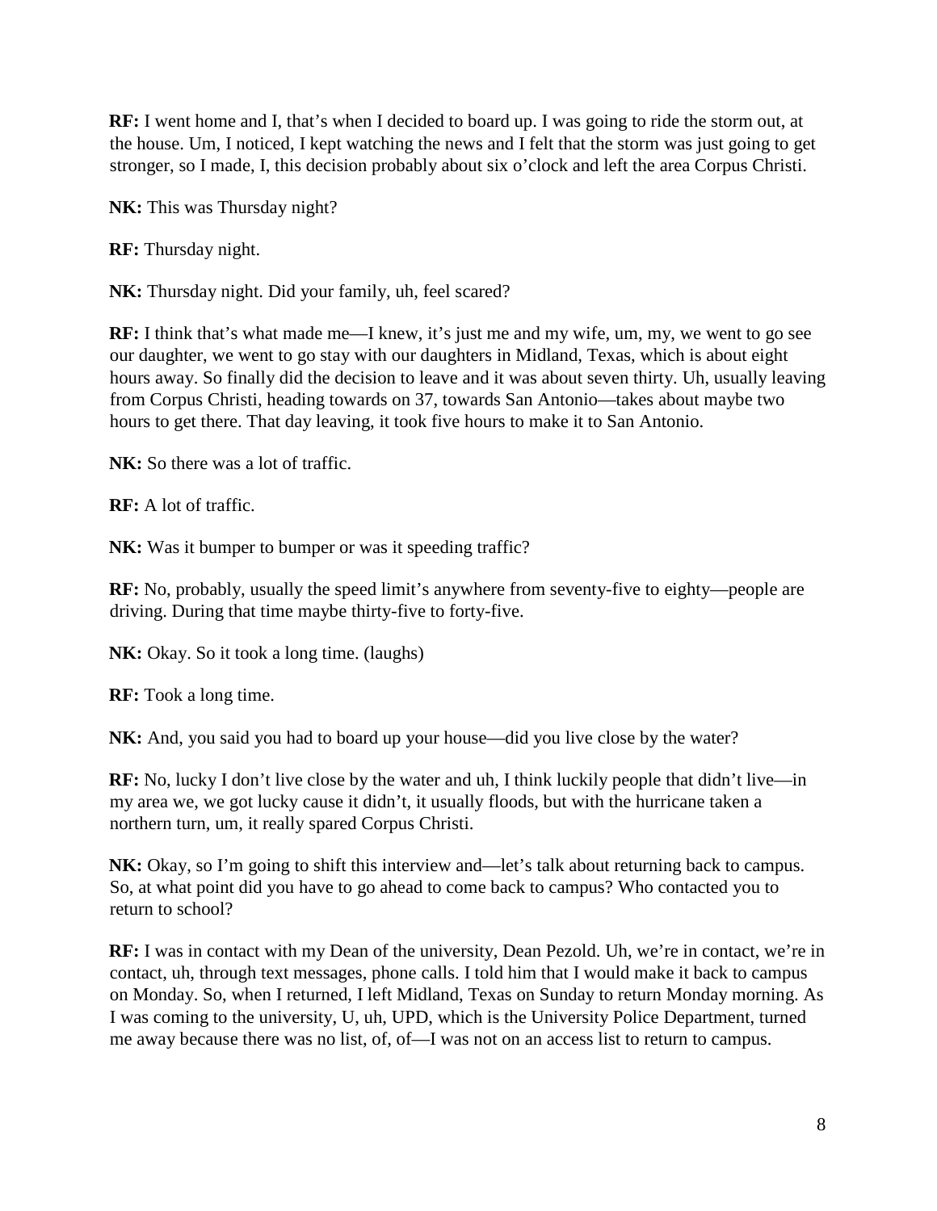**RF:** I went home and I, that's when I decided to board up. I was going to ride the storm out, at the house. Um, I noticed, I kept watching the news and I felt that the storm was just going to get stronger, so I made, I, this decision probably about six o'clock and left the area Corpus Christi.

**NK:** This was Thursday night?

**RF:** Thursday night.

**NK:** Thursday night. Did your family, uh, feel scared?

**RF:** I think that's what made me—I knew, it's just me and my wife, um, my, we went to go see our daughter, we went to go stay with our daughters in Midland, Texas, which is about eight hours away. So finally did the decision to leave and it was about seven thirty. Uh, usually leaving from Corpus Christi, heading towards on 37, towards San Antonio—takes about maybe two hours to get there. That day leaving, it took five hours to make it to San Antonio.

**NK:** So there was a lot of traffic.

**RF:** A lot of traffic.

**NK:** Was it bumper to bumper or was it speeding traffic?

**RF:** No, probably, usually the speed limit's anywhere from seventy-five to eighty—people are driving. During that time maybe thirty-five to forty-five.

**NK:** Okay. So it took a long time. (laughs)

**RF:** Took a long time.

**NK:** And, you said you had to board up your house—did you live close by the water?

**RF:** No, lucky I don't live close by the water and uh, I think luckily people that didn't live—in my area we, we got lucky cause it didn't, it usually floods, but with the hurricane taken a northern turn, um, it really spared Corpus Christi.

**NK:** Okay, so I'm going to shift this interview and—let's talk about returning back to campus. So, at what point did you have to go ahead to come back to campus? Who contacted you to return to school?

**RF:** I was in contact with my Dean of the university, Dean Pezold. Uh, we're in contact, we're in contact, uh, through text messages, phone calls. I told him that I would make it back to campus on Monday. So, when I returned, I left Midland, Texas on Sunday to return Monday morning. As I was coming to the university, U, uh, UPD, which is the University Police Department, turned me away because there was no list, of, of—I was not on an access list to return to campus.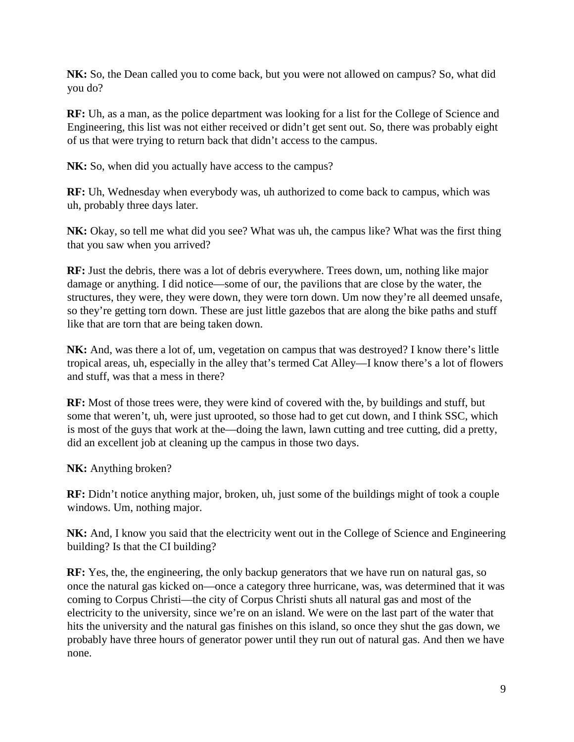**NK:** So, the Dean called you to come back, but you were not allowed on campus? So, what did you do?

**RF:** Uh, as a man, as the police department was looking for a list for the College of Science and Engineering, this list was not either received or didn't get sent out. So, there was probably eight of us that were trying to return back that didn't access to the campus.

**NK:** So, when did you actually have access to the campus?

**RF:** Uh, Wednesday when everybody was, uh authorized to come back to campus, which was uh, probably three days later.

**NK:** Okay, so tell me what did you see? What was uh, the campus like? What was the first thing that you saw when you arrived?

**RF:** Just the debris, there was a lot of debris everywhere. Trees down, um, nothing like major damage or anything. I did notice—some of our, the pavilions that are close by the water, the structures, they were, they were down, they were torn down. Um now they're all deemed unsafe, so they're getting torn down. These are just little gazebos that are along the bike paths and stuff like that are torn that are being taken down.

**NK:** And, was there a lot of, um, vegetation on campus that was destroyed? I know there's little tropical areas, uh, especially in the alley that's termed Cat Alley—I know there's a lot of flowers and stuff, was that a mess in there?

**RF:** Most of those trees were, they were kind of covered with the, by buildings and stuff, but some that weren't, uh, were just uprooted, so those had to get cut down, and I think SSC, which is most of the guys that work at the—doing the lawn, lawn cutting and tree cutting, did a pretty, did an excellent job at cleaning up the campus in those two days.

**NK:** Anything broken?

**RF:** Didn't notice anything major, broken, uh, just some of the buildings might of took a couple windows. Um, nothing major.

**NK:** And, I know you said that the electricity went out in the College of Science and Engineering building? Is that the CI building?

**RF:** Yes, the, the engineering, the only backup generators that we have run on natural gas, so once the natural gas kicked on—once a category three hurricane, was, was determined that it was coming to Corpus Christi—the city of Corpus Christi shuts all natural gas and most of the electricity to the university, since we're on an island. We were on the last part of the water that hits the university and the natural gas finishes on this island, so once they shut the gas down, we probably have three hours of generator power until they run out of natural gas. And then we have none.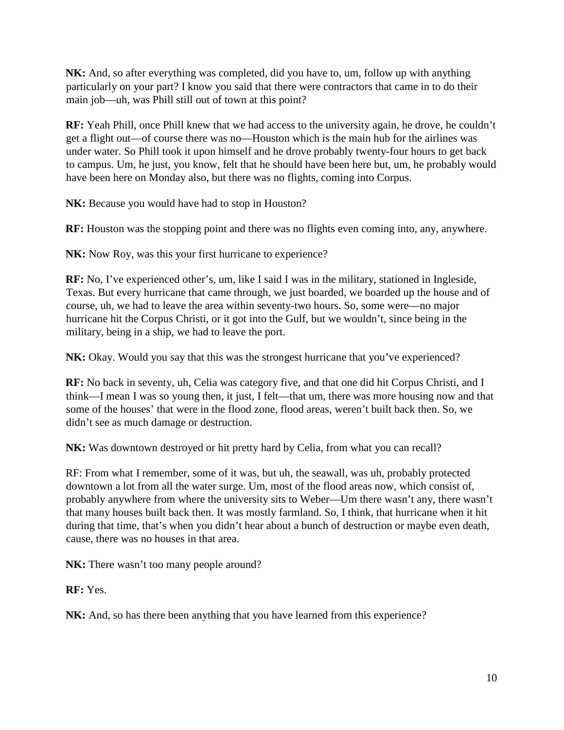**NK:** And, so after everything was completed, did you have to, um, follow up with anything particularly on your part? I know you said that there were contractors that came in to do their main job—uh, was Phill still out of town at this point?

**RF:** Yeah Phill, once Phill knew that we had access to the university again, he drove, he couldn't get a flight out—of course there was no—Houston which is the main hub for the airlines was under water. So Phill took it upon himself and he drove probably twenty-four hours to get back to campus. Um, he just, you know, felt that he should have been here but, um, he probably would have been here on Monday also, but there was no flights, coming into Corpus.

**NK:** Because you would have had to stop in Houston?

**RF:** Houston was the stopping point and there was no flights even coming into, any, anywhere.

**NK:** Now Roy, was this your first hurricane to experience?

**RF:** No, I've experienced other's, um, like I said I was in the military, stationed in Ingleside, Texas. But every hurricane that came through, we just boarded, we boarded up the house and of course, uh, we had to leave the area within seventy-two hours. So, some were—no major hurricane hit the Corpus Christi, or it got into the Gulf, but we wouldn't, since being in the military, being in a ship, we had to leave the port.

**NK:** Okay. Would you say that this was the strongest hurricane that you've experienced?

**RF:** No back in seventy, uh, Celia was category five, and that one did hit Corpus Christi, and I think—I mean I was so young then, it just, I felt—that um, there was more housing now and that some of the houses' that were in the flood zone, flood areas, weren't built back then. So, we didn't see as much damage or destruction.

**NK:** Was downtown destroyed or hit pretty hard by Celia, from what you can recall?

RF: From what I remember, some of it was, but uh, the seawall, was uh, probably protected downtown a lot from all the water surge. Um, most of the flood areas now, which consist of, probably anywhere from where the university sits to Weber—Um there wasn't any, there wasn't that many houses built back then. It was mostly farmland. So, I think, that hurricane when it hit during that time, that's when you didn't hear about a bunch of destruction or maybe even death, cause, there was no houses in that area.

**NK:** There wasn't too many people around?

**RF:** Yes.

**NK:** And, so has there been anything that you have learned from this experience?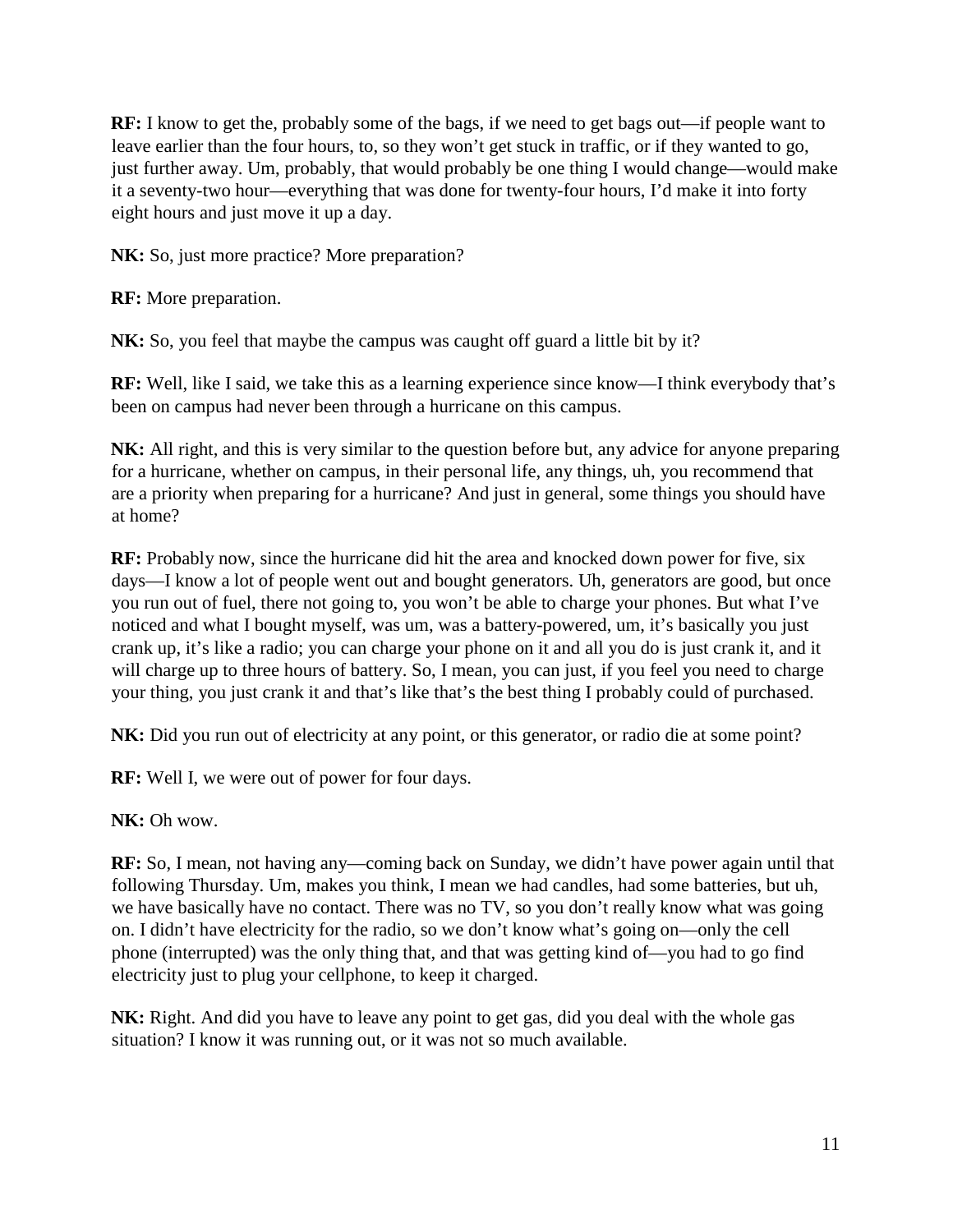**RF:** I know to get the, probably some of the bags, if we need to get bags out—if people want to leave earlier than the four hours, to, so they won't get stuck in traffic, or if they wanted to go, just further away. Um, probably, that would probably be one thing I would change—would make it a seventy-two hour—everything that was done for twenty-four hours, I'd make it into forty eight hours and just move it up a day.

**NK:** So, just more practice? More preparation?

**RF:** More preparation.

**NK:** So, you feel that maybe the campus was caught off guard a little bit by it?

**RF:** Well, like I said, we take this as a learning experience since know—I think everybody that's been on campus had never been through a hurricane on this campus.

**NK:** All right, and this is very similar to the question before but, any advice for anyone preparing for a hurricane, whether on campus, in their personal life, any things, uh, you recommend that are a priority when preparing for a hurricane? And just in general, some things you should have at home?

**RF:** Probably now, since the hurricane did hit the area and knocked down power for five, six days—I know a lot of people went out and bought generators. Uh, generators are good, but once you run out of fuel, there not going to, you won't be able to charge your phones. But what I've noticed and what I bought myself, was um, was a battery-powered, um, it's basically you just crank up, it's like a radio; you can charge your phone on it and all you do is just crank it, and it will charge up to three hours of battery. So, I mean, you can just, if you feel you need to charge your thing, you just crank it and that's like that's the best thing I probably could of purchased.

**NK:** Did you run out of electricity at any point, or this generator, or radio die at some point?

**RF:** Well I, we were out of power for four days.

**NK:** Oh wow.

**RF:** So, I mean, not having any—coming back on Sunday, we didn't have power again until that following Thursday. Um, makes you think, I mean we had candles, had some batteries, but uh, we have basically have no contact. There was no TV, so you don't really know what was going on. I didn't have electricity for the radio, so we don't know what's going on—only the cell phone (interrupted) was the only thing that, and that was getting kind of—you had to go find electricity just to plug your cellphone, to keep it charged.

**NK:** Right. And did you have to leave any point to get gas, did you deal with the whole gas situation? I know it was running out, or it was not so much available.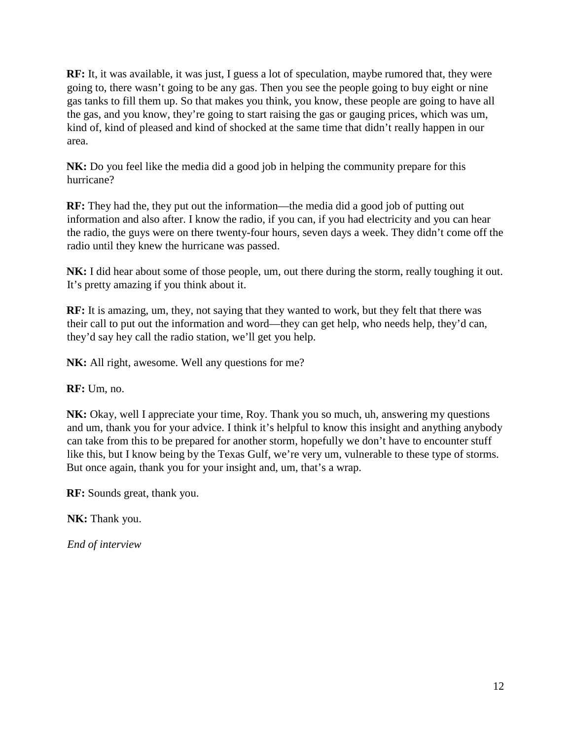**RF:** It, it was available, it was just, I guess a lot of speculation, maybe rumored that, they were going to, there wasn't going to be any gas. Then you see the people going to buy eight or nine gas tanks to fill them up. So that makes you think, you know, these people are going to have all the gas, and you know, they're going to start raising the gas or gauging prices, which was um, kind of, kind of pleased and kind of shocked at the same time that didn't really happen in our area.

**NK:** Do you feel like the media did a good job in helping the community prepare for this hurricane?

**RF:** They had the, they put out the information—the media did a good job of putting out information and also after. I know the radio, if you can, if you had electricity and you can hear the radio, the guys were on there twenty-four hours, seven days a week. They didn't come off the radio until they knew the hurricane was passed.

**NK:** I did hear about some of those people, um, out there during the storm, really toughing it out. It's pretty amazing if you think about it.

**RF:** It is amazing, um, they, not saying that they wanted to work, but they felt that there was their call to put out the information and word—they can get help, who needs help, they'd can, they'd say hey call the radio station, we'll get you help.

**NK:** All right, awesome. Well any questions for me?

**RF:** Um, no.

**NK:** Okay, well I appreciate your time, Roy. Thank you so much, uh, answering my questions and um, thank you for your advice. I think it's helpful to know this insight and anything anybody can take from this to be prepared for another storm, hopefully we don't have to encounter stuff like this, but I know being by the Texas Gulf, we're very um, vulnerable to these type of storms. But once again, thank you for your insight and, um, that's a wrap.

**RF:** Sounds great, thank you.

**NK:** Thank you.

*End of interview*